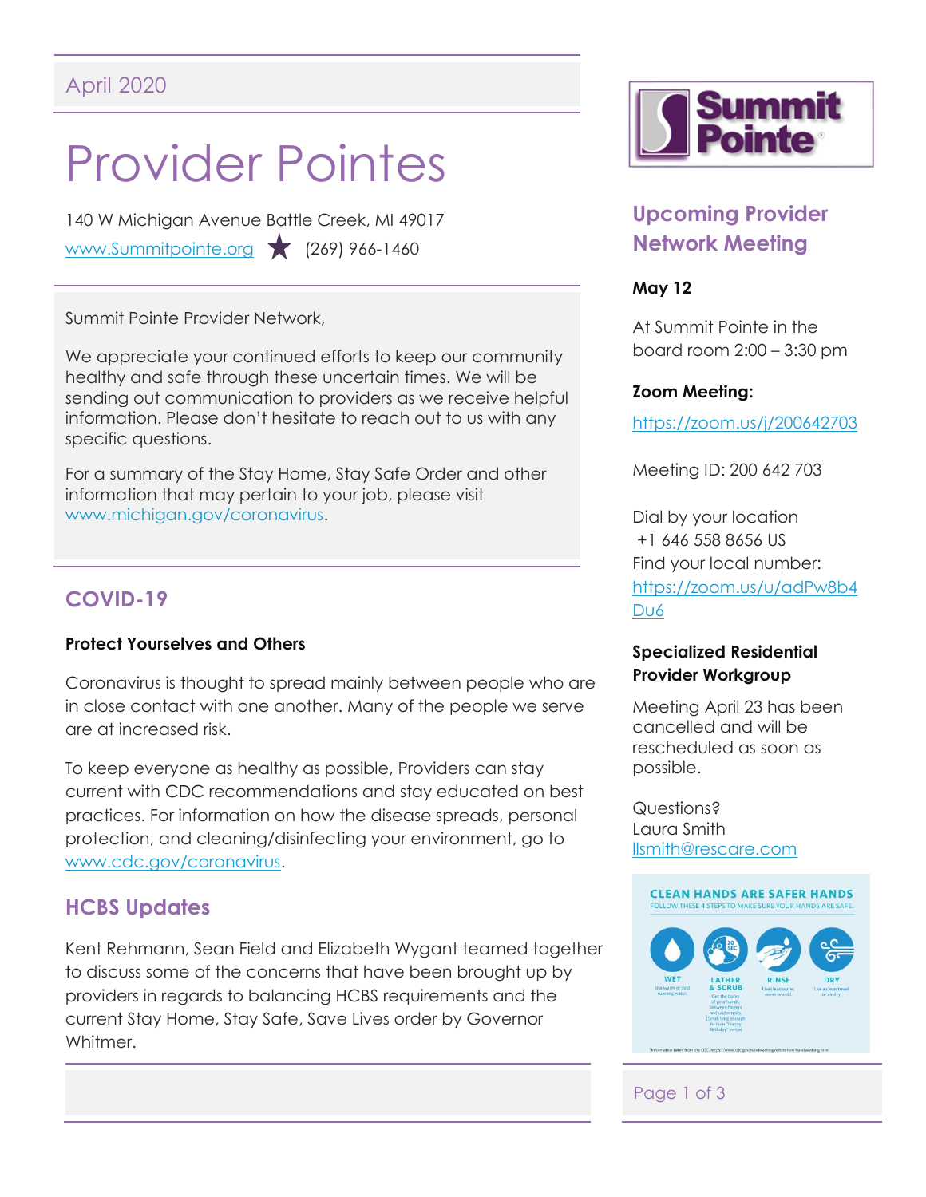April 2020

# Provider Pointes

140 W Michigan Avenue Battle Creek, MI 49017
www.Summitpointe.org ★ (269) 966-1460

Summit Pointe Provider Network,

We appreciate your continued efforts to keep our community healthy and safe through these uncertain times. We will be sending out communication to providers as we receive helpful information. Please don't hesitate to reach out to us with any specific questions.

For a summary of the Stay Home, Stay Safe Order and other information that may pertain to your job, please visit www.michigan.gov/coronavirus.

## COVID-19

**Protect Yourselves and Others**

Coronavirus is thought to spread mainly between people who are in close contact with one another. Many of the people we serve are at increased risk.

To keep everyone as healthy as possible, Providers can stay current with CDC recommendations and stay educated on best practices. For information on how the disease spreads, personal protection, and cleaning/disinfecting your environment, go to www.cdc.gov/coronavirus.

## HCBS Updates

Kent Rehmann, Sean Field and Elizabeth Wygant teamed together to discuss some of the concerns that have been brought up by providers in regards to balancing HCBS requirements and the current Stay Home, Stay Safe, Save Lives order by Governor Whitmer.

## Upcoming Provider Network Meeting

**May 12**

At Summit Pointe in the board room 2:00 – 3:30 pm

**Zoom Meeting:**

https://zoom.us/j/200642703

Meeting ID: 200 642 703

Dial by your location
+1 646 558 8656 US
Find your local number:
https://zoom.us/u/adPw8b4Du6

**Specialized Residential Provider Workgroup**

Meeting April 23 has been cancelled and will be rescheduled as soon as possible.

Questions?
Laura Smith
llsmith@rescare.com

**CLEAN HANDS ARE SAFER HANDS**
FOLLOW THESE 4 STEPS TO MAKE SURE YOUR HANDS ARE SAFE.

- **WET** – Use warm or cold running water.
- **LATHER & SCRUB** – Get the backs of your hands, between fingers and under nails. (Scrub long enough to hum "Happy Birthday" twice)
- **RINSE** – Use clean water, warm or cold.
- **DRY** – Use a clean towel or air dry.

*Information taken from the CDC. https://www.cdc.gov/handwashing/when-how-handwashing.html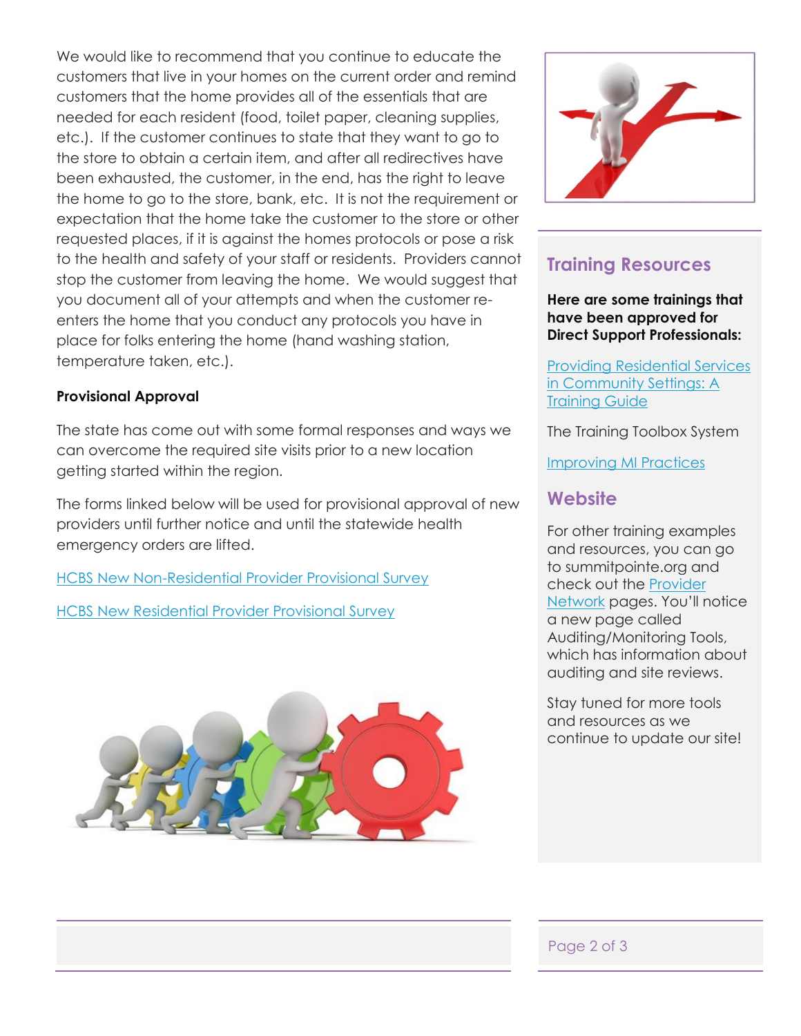We would like to recommend that you continue to educate the customers that live in your homes on the current order and remind customers that the home provides all of the essentials that are needed for each resident (food, toilet paper, cleaning supplies, etc.). If the customer continues to state that they want to go to the store to obtain a certain item, and after all redirectives have been exhausted, the customer, in the end, has the right to leave the home to go to the store, bank, etc. It is not the requirement or expectation that the home take the customer to the store or other requested places, if it is against the homes protocols or pose a risk to the health and safety of your staff or residents. Providers cannot stop the customer from leaving the home. We would suggest that you document all of your attempts and when the customer re-enters the home that you conduct any protocols you have in place for folks entering the home (hand washing station, temperature taken, etc.).

**Provisional Approval**

The state has come out with some formal responses and ways we can overcome the required site visits prior to a new location getting started within the region.

The forms linked below will be used for provisional approval of new providers until further notice and until the statewide health emergency orders are lifted.

[HCBS New Non-Residential Provider Provisional Survey]

[HCBS New Residential Provider Provisional Survey]

## Training Resources

**Here are some trainings that have been approved for Direct Support Professionals:**

[Providing Residential Services in Community Settings: A Training Guide]

The Training Toolbox System

[Improving MI Practices]

## Website

For other training examples and resources, you can go to summitpointe.org and check out the [Provider Network] pages. You'll notice a new page called Auditing/Monitoring Tools, which has information about auditing and site reviews.

Stay tuned for more tools and resources as we continue to update our site!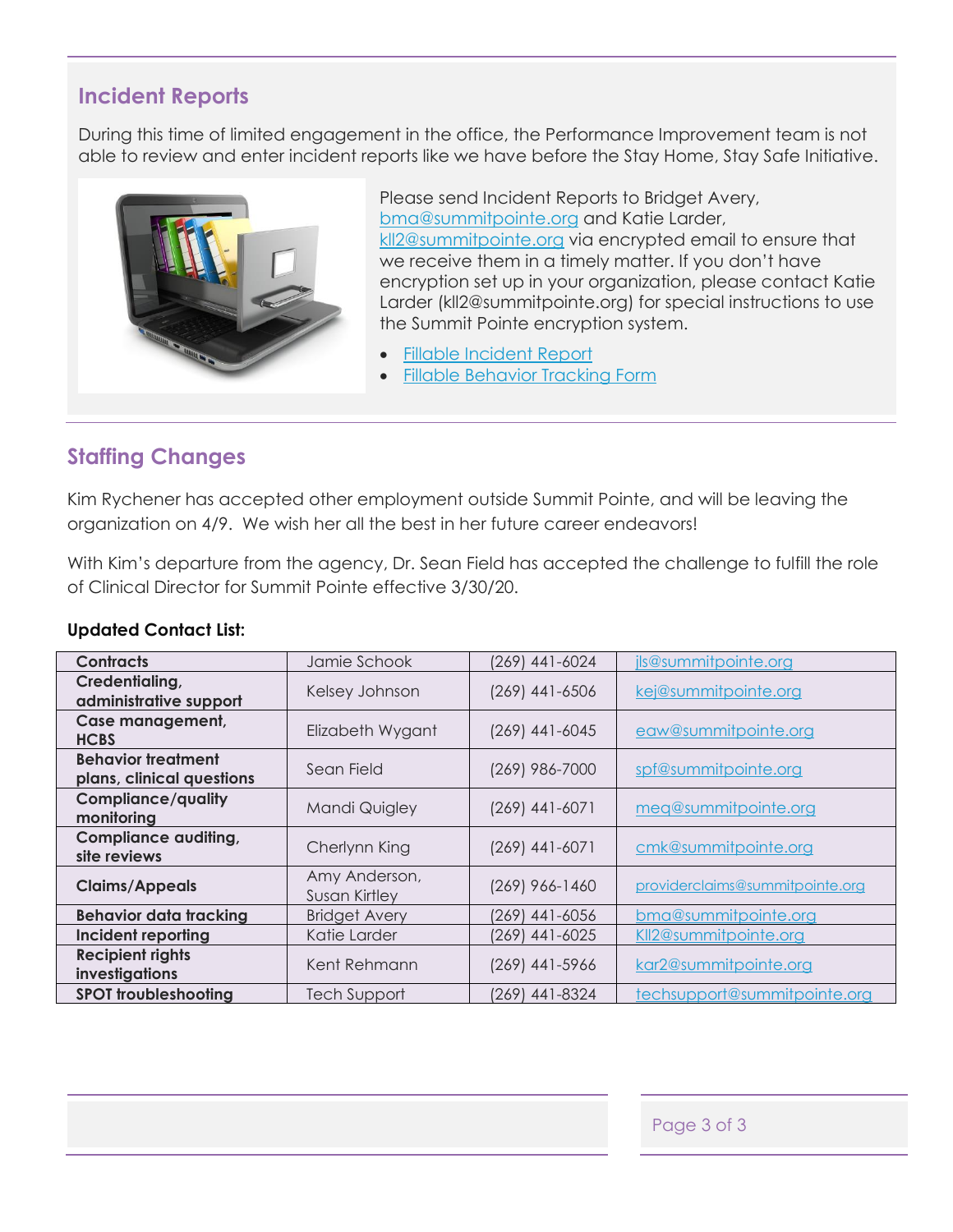## Incident Reports

During this time of limited engagement in the office, the Performance Improvement team is not able to review and enter incident reports like we have before the Stay Home, Stay Safe Initiative.

Please send Incident Reports to Bridget Avery, bma@summitpointe.org and Katie Larder, kll2@summitpointe.org via encrypted email to ensure that we receive them in a timely matter. If you don't have encryption set up in your organization, please contact Katie Larder (kll2@summitpointe.org) for special instructions to use the Summit Pointe encryption system.

- Fillable Incident Report
- Fillable Behavior Tracking Form

## Staffing Changes

Kim Rychener has accepted other employment outside Summit Pointe, and will be leaving the organization on 4/9. We wish her all the best in her future career endeavors!

With Kim's departure from the agency, Dr. Sean Field has accepted the challenge to fulfill the role of Clinical Director for Summit Pointe effective 3/30/20.

**Updated Contact List:**

| | | | |
|---|---|---|---|
| **Contracts** | Jamie Schook | (269) 441-6024 | jls@summitpointe.org |
| **Credentialing, administrative support** | Kelsey Johnson | (269) 441-6506 | kej@summitpointe.org |
| **Case management, HCBS** | Elizabeth Wygant | (269) 441-6045 | eaw@summitpointe.org |
| **Behavior treatment plans, clinical questions** | Sean Field | (269) 986-7000 | spf@summitpointe.org |
| **Compliance/quality monitoring** | Mandi Quigley | (269) 441-6071 | meq@summitpointe.org |
| **Compliance auditing, site reviews** | Cherlynn King | (269) 441-6071 | cmk@summitpointe.org |
| **Claims/Appeals** | Amy Anderson, Susan Kirtley | (269) 966-1460 | providerclaims@summitpointe.org |
| **Behavior data tracking** | Bridget Avery | (269) 441-6056 | bma@summitpointe.org |
| **Incident reporting** | Katie Larder | (269) 441-6025 | Kll2@summitpointe.org |
| **Recipient rights investigations** | Kent Rehmann | (269) 441-5966 | kar2@summitpointe.org |
| **SPOT troubleshooting** | Tech Support | (269) 441-8324 | techsupport@summitpointe.org |